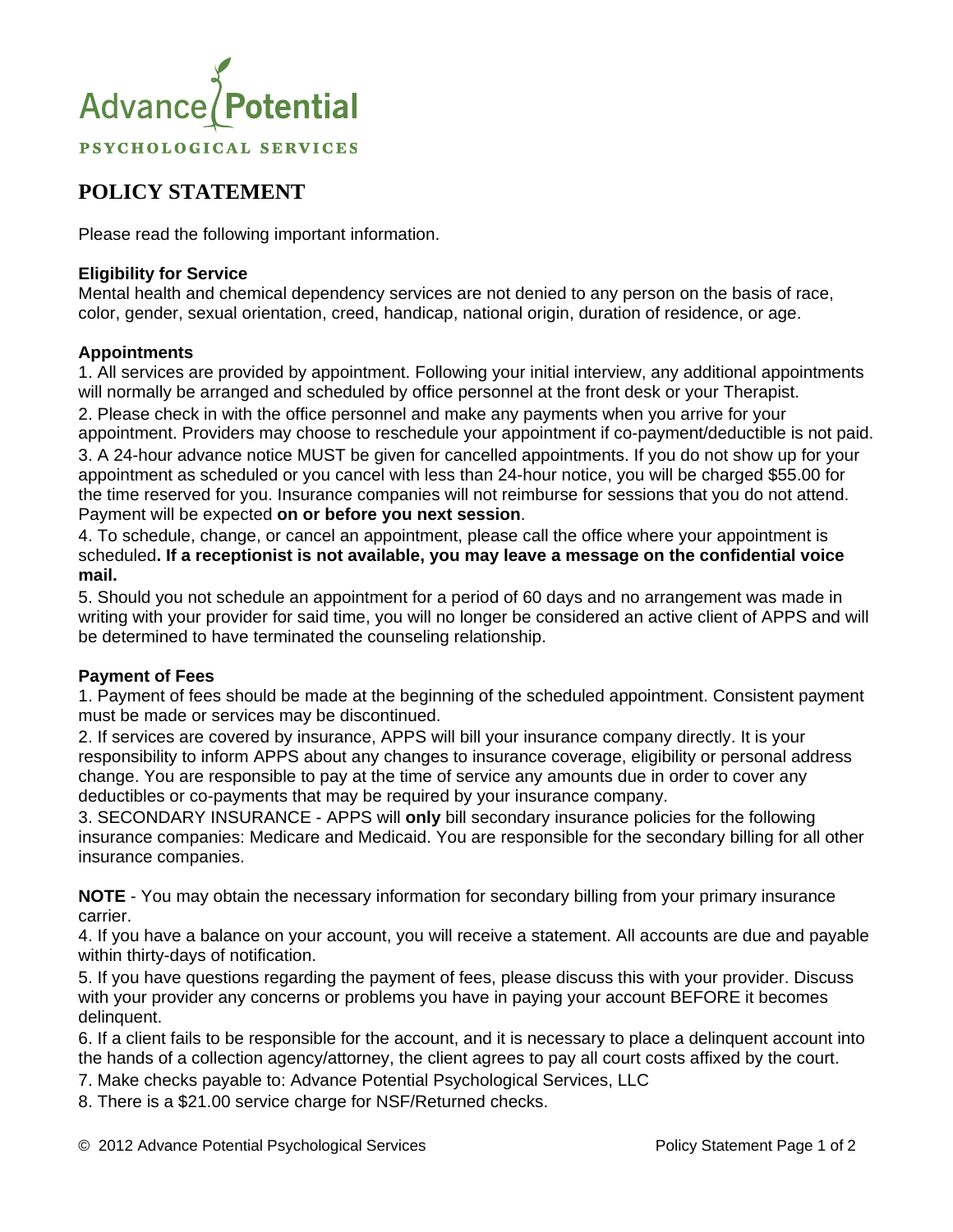Advance Potential

PSYCHOLOGICAL SERVICES

# POLICY STATEMENT

Please read the following important information.

**Eligibility for Service**

Mental health and chemical dependency services are not denied to any person on the basis of race, color, gender, sexual orientation, creed, handicap, national origin, duration of residence, or age.

**Appointments**

1. All services are provided by appointment. Following your initial interview, any additional appointments will normally be arranged and scheduled by office personnel at the front desk or your Therapist.
2. Please check in with the office personnel and make any payments when you arrive for your appointment. Providers may choose to reschedule your appointment if co-payment/deductible is not paid.
3. A 24-hour advance notice MUST be given for cancelled appointments. If you do not show up for your appointment as scheduled or you cancel with less than 24-hour notice, you will be charged $55.00 for the time reserved for you. Insurance companies will not reimburse for sessions that you do not attend. Payment will be expected **on or before you next session**.
4. To schedule, change, or cancel an appointment, please call the office where your appointment is scheduled**. If a receptionist is not available, you may leave a message on the confidential voice mail.**
5. Should you not schedule an appointment for a period of 60 days and no arrangement was made in writing with your provider for said time, you will no longer be considered an active client of APPS and will be determined to have terminated the counseling relationship.

**Payment of Fees**

1. Payment of fees should be made at the beginning of the scheduled appointment. Consistent payment must be made or services may be discontinued.
2. If services are covered by insurance, APPS will bill your insurance company directly. It is your responsibility to inform APPS about any changes to insurance coverage, eligibility or personal address change. You are responsible to pay at the time of service any amounts due in order to cover any deductibles or co-payments that may be required by your insurance company.
3. SECONDARY INSURANCE - APPS will **only** bill secondary insurance policies for the following insurance companies: Medicare and Medicaid. You are responsible for the secondary billing for all other insurance companies.

**NOTE** - You may obtain the necessary information for secondary billing from your primary insurance carrier.

4. If you have a balance on your account, you will receive a statement. All accounts are due and payable within thirty-days of notification.
5. If you have questions regarding the payment of fees, please discuss this with your provider. Discuss with your provider any concerns or problems you have in paying your account BEFORE it becomes delinquent.
6. If a client fails to be responsible for the account, and it is necessary to place a delinquent account into the hands of a collection agency/attorney, the client agrees to pay all court costs affixed by the court.
7. Make checks payable to: Advance Potential Psychological Services, LLC
8. There is a $21.00 service charge for NSF/Returned checks.

© 2012 Advance Potential Psychological Services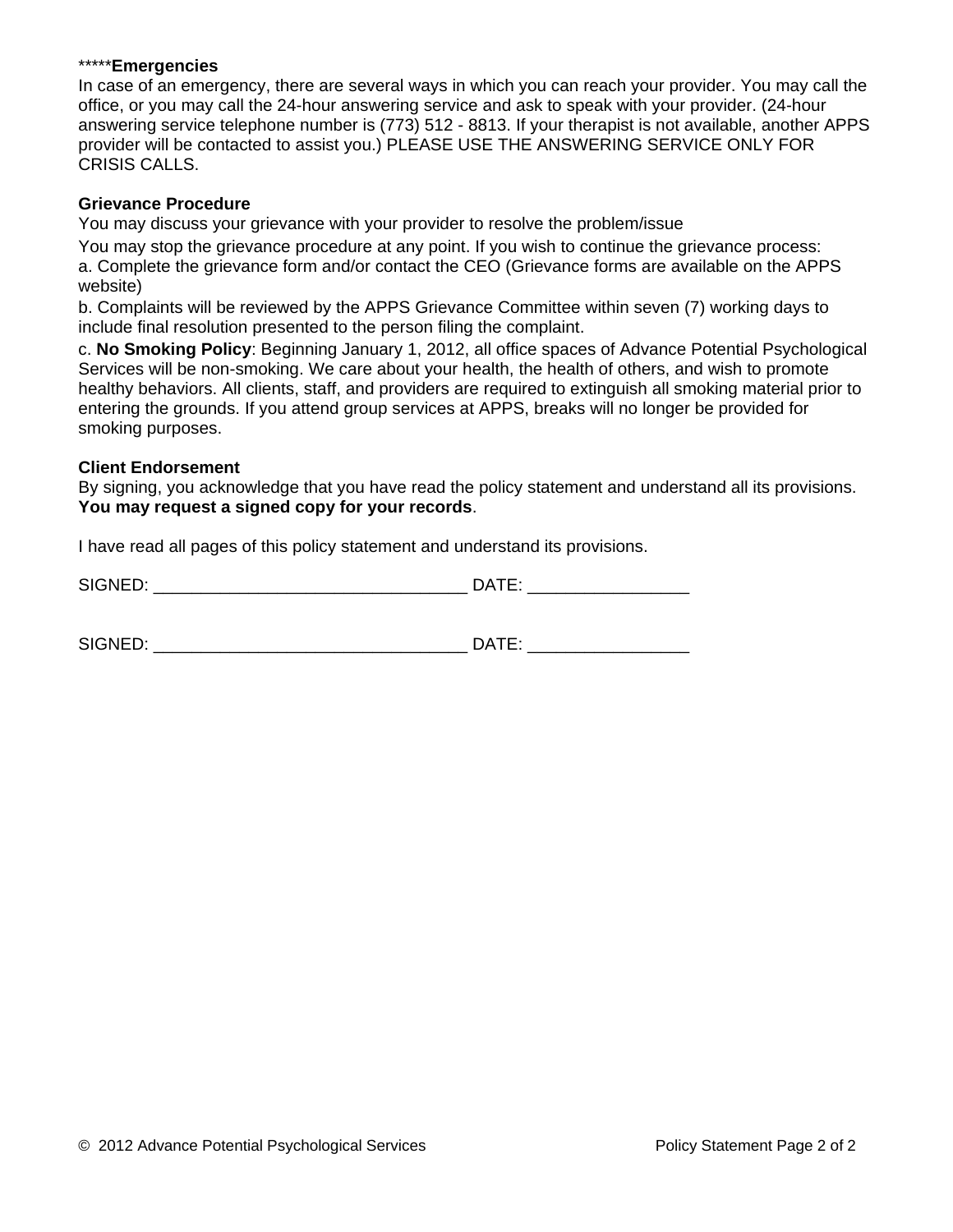*****Emergencies**

In case of an emergency, there are several ways in which you can reach your provider. You may call the office, or you may call the 24-hour answering service and ask to speak with your provider. (24-hour answering service telephone number is (773) 512 - 8813. If your therapist is not available, another APPS provider will be contacted to assist you.) PLEASE USE THE ANSWERING SERVICE ONLY FOR CRISIS CALLS.

**Grievance Procedure**

You may discuss your grievance with your provider to resolve the problem/issue

You may stop the grievance procedure at any point. If you wish to continue the grievance process:

a. Complete the grievance form and/or contact the CEO (Grievance forms are available on the APPS website)

b. Complaints will be reviewed by the APPS Grievance Committee within seven (7) working days to include final resolution presented to the person filing the complaint.

c. **No Smoking Policy**: Beginning January 1, 2012, all office spaces of Advance Potential Psychological Services will be non-smoking. We care about your health, the health of others, and wish to promote healthy behaviors. All clients, staff, and providers are required to extinguish all smoking material prior to entering the grounds. If you attend group services at APPS, breaks will no longer be provided for smoking purposes.

**Client Endorsement**

By signing, you acknowledge that you have read the policy statement and understand all its provisions. **You may request a signed copy for your records**.

I have read all pages of this policy statement and understand its provisions.

SIGNED: ________________________________ DATE: ________________

SIGNED: ________________________________ DATE: ________________

© 2012 Advance Potential Psychological Services